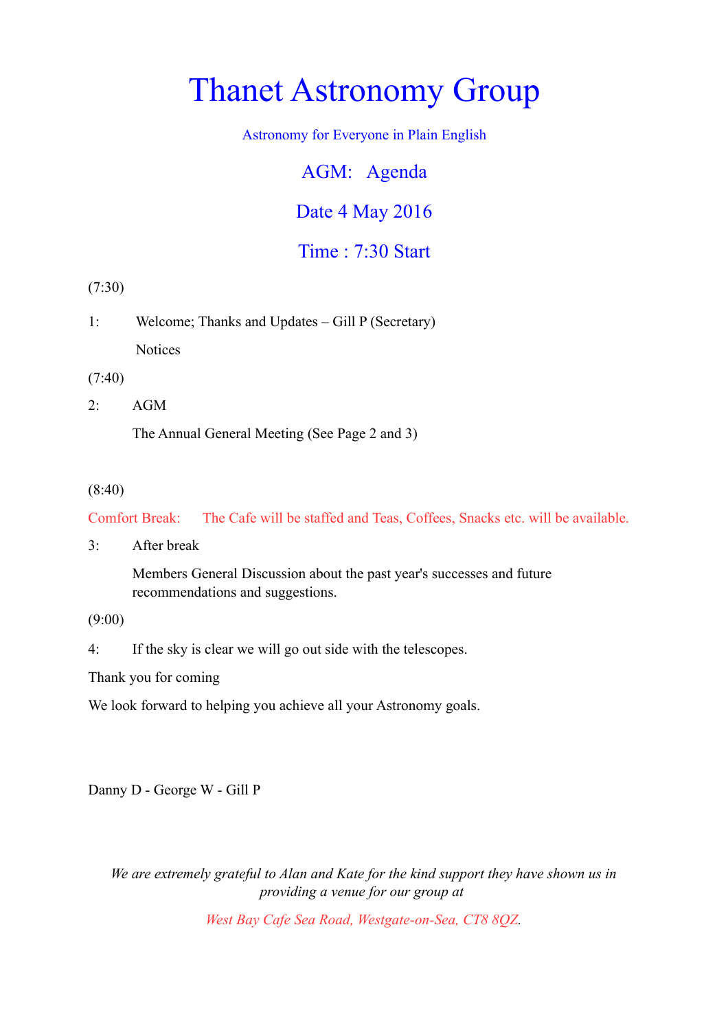# Thanet Astronomy Group

Astronomy for Everyone in Plain English

## AGM: Agenda

## Date 4 May 2016

## Time : 7:30 Start

(7:30)

1: Welcome; Thanks and Updates – Gill P (Secretary)

Notices

(7:40)

2: AGM

The Annual General Meeting (See Page 2 and 3)

(8:40)

Comfort Break: The Cafe will be staffed and Teas, Coffees, Snacks etc. will be available.

3: After break

Members General Discussion about the past year's successes and future recommendations and suggestions.

(9:00)

4: If the sky is clear we will go out side with the telescopes.

Thank you for coming

We look forward to helping you achieve all your Astronomy goals.

Danny D - George W - Gill P

*We are extremely grateful to Alan and Kate for the kind support they have shown us in providing a venue for our group at*

*West Bay Cafe Sea Road, Westgate-on-Sea, CT8 8QZ*.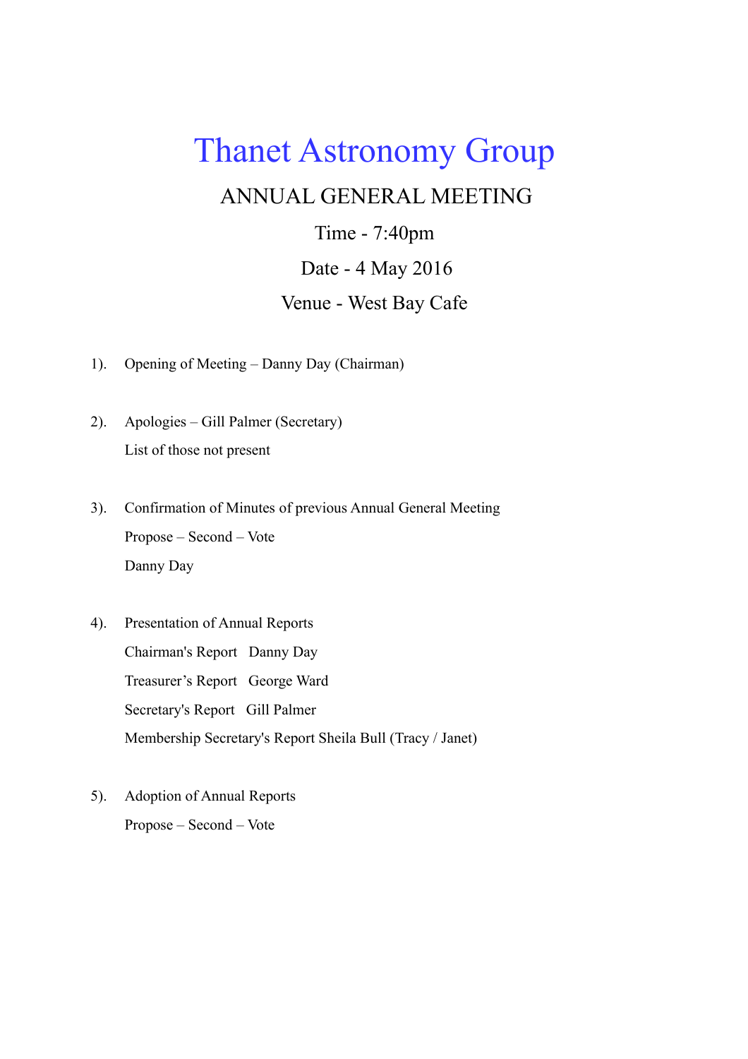# Thanet Astronomy Group

## ANNUAL GENERAL MEETING

Time - 7:40pm

Date - 4 May 2016

Venue - West Bay Cafe

1). Opening of Meeting – Danny Day (Chairman)

2). Apologies – Gill Palmer (Secretary)

List of those not present

3). Confirmation of Minutes of previous Annual General Meeting

Propose – Second – Vote

Danny Day

4). Presentation of Annual Reports

Chairman's Report Danny Day

Treasurer's Report George Ward

Secretary's Report Gill Palmer

Membership Secretary's Report Sheila Bull (Tracy / Janet)

5). Adoption of Annual Reports

Propose – Second – Vote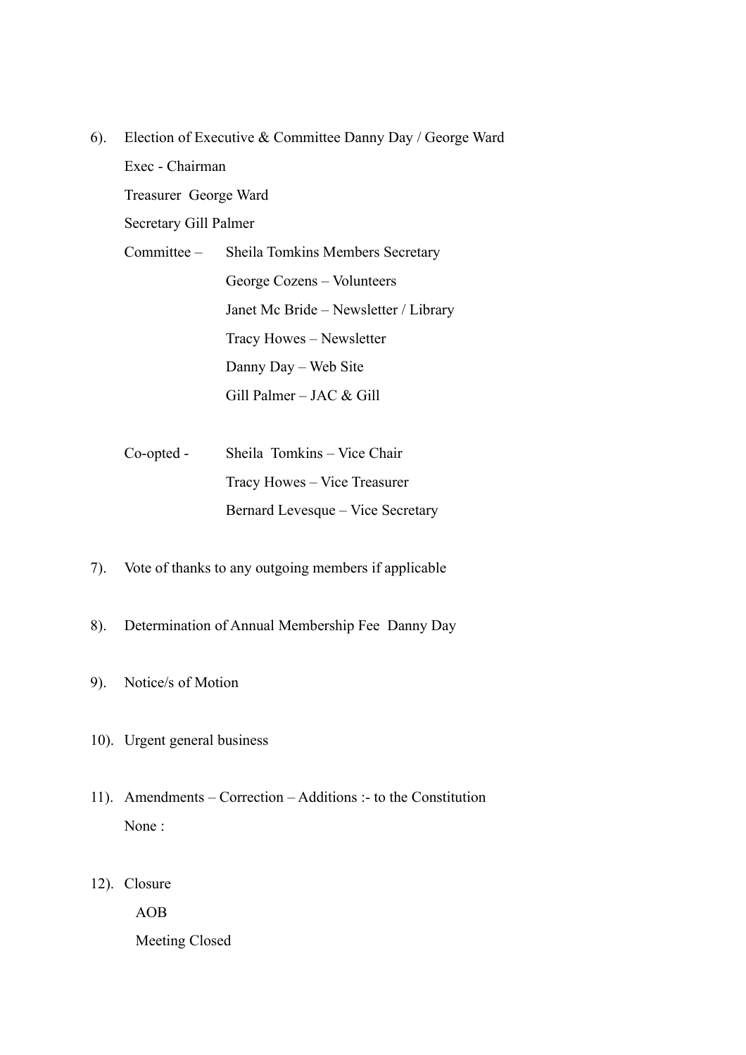6). Election of Executive & Committee Danny Day / George Ward

Exec - Chairman

Treasurer George Ward

Secretary Gill Palmer

| | |
|---|---|
| Committee – | Sheila Tomkins Members Secretary |
| | George Cozens – Volunteers |
| | Janet Mc Bride – Newsletter / Library |
| | Tracy Howes – Newsletter |
| | Danny Day – Web Site |
| | Gill Palmer – JAC & Gill |
| Co-opted - | Sheila Tomkins – Vice Chair |
| | Tracy Howes – Vice Treasurer |
| | Bernard Levesque – Vice Secretary |

7). Vote of thanks to any outgoing members if applicable

8). Determination of Annual Membership Fee Danny Day

9). Notice/s of Motion

10). Urgent general business

11). Amendments – Correction – Additions :- to the Constitution

None :

12). Closure

AOB

Meeting Closed